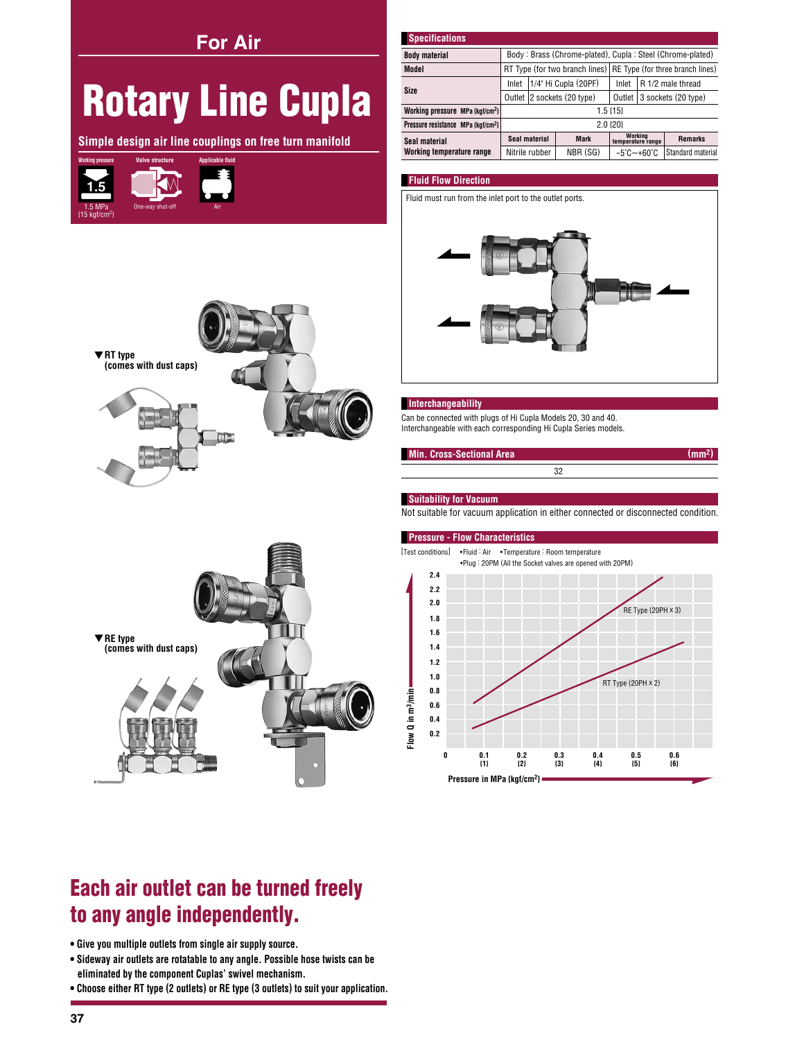# For Air

# Rotary Line Cupla

**Simple design air line couplings on free turn manifold**

| Working pressure | Valve structure | Applicable fluid |
|---|---|---|
| 1.5 MPa {15 kgf/cm²} | One-way shut-off | Air |

▼RT type (comes with dust caps)

▼RE type (comes with dust caps)

## Each air outlet can be turned freely to any angle independently.

- Give you multiple outlets from single air supply source.
- Sideway air outlets are rotatable to any angle. Possible hose twists can be eliminated by the component Cuplas' swivel mechanism.
- Choose either RT type (2 outlets) or RE type (3 outlets) to suit your application.

## Specifications

| | | | | |
|---|---|---|---|---|
| Body material | Body : Brass (Chrome-plated), Cupla : Steel (Chrome-plated) | | | |
| Model | RT Type (for two branch lines) | | RE Type (for three branch lines) | |
| Size | Inlet | 1/4" Hi Cupla (20PF) | Inlet | R 1/2 male thread |
| | Outlet | 2 sockets (20 type) | Outlet | 3 sockets (20 type) |
| Working pressure MPa {kgf/cm²} | 1.5 {15} | | | |
| Pressure resistance MPa {kgf/cm²} | 2.0 {20} | | | |
| Seal material / Working temperature range | Seal material | Mark | Working temperature range | Remarks |
| | Nitrile rubber | NBR (SG) | -5°C~+60°C | Standard material |

## Fluid Flow Direction

Fluid must run from the inlet port to the outlet ports.

## Interchangeability

Can be connected with plugs of Hi Cupla Models 20, 30 and 40.
Interchangeable with each corresponding Hi Cupla Series models.

## Min. Cross-Sectional Area (mm²)

32

## Suitability for Vacuum

Not suitable for vacuum application in either connected or disconnected condition.

## Pressure - Flow Characteristics

[Test conditions] •Fluid : Air •Temperature : Room temperature
•Plug : 20PM (All the Socket valves are opened with 20PM)

Flow Q in m³/min (0.2 – 2.4) vs. Pressure in MPa {kgf/cm²} (0.1 {1} – 0.6 {6})

Curves: RE Type (20PH × 3), RT Type (20PH × 2)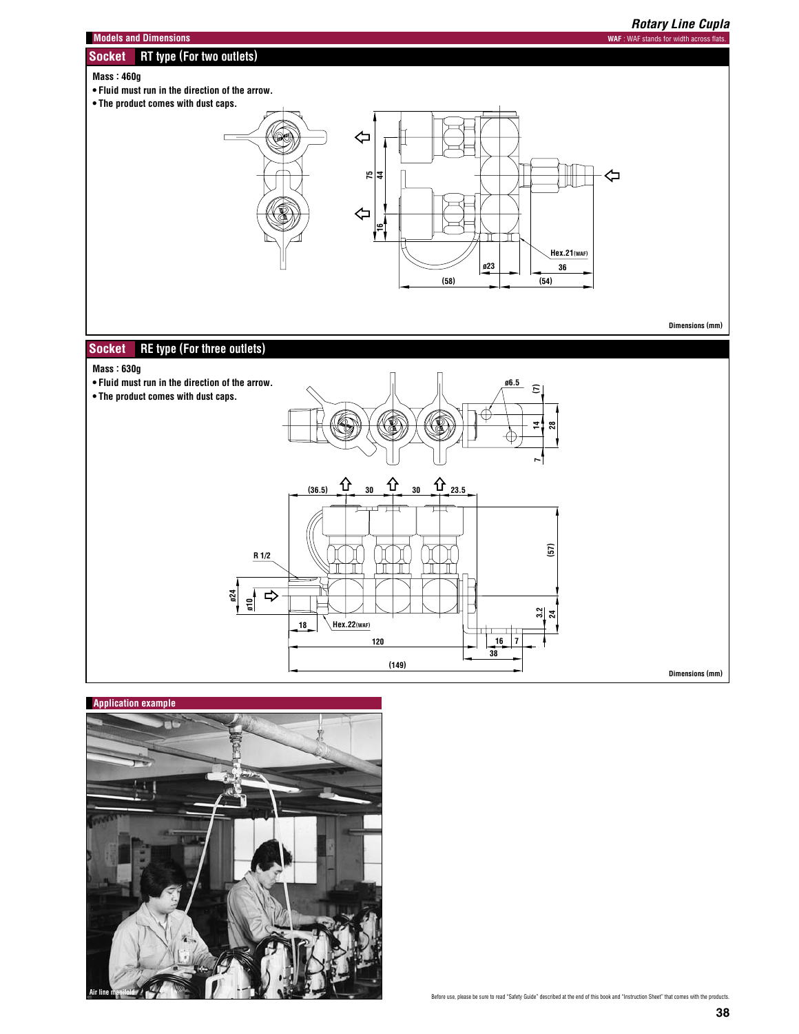## Models and Dimensions

WAF : WAF stands for width across flats.

### Socket RT type (For two outlets)

**Mass : 460g**

- **Fluid must run in the direction of the arrow.**
- **The product comes with dust caps.**

75
44
16
Hex.21(WAF)
ø23
36
(58)
(54)

Dimensions (mm)

### Socket RE type (For three outlets)

**Mass : 630g**

- **Fluid must run in the direction of the arrow.**
- **The product comes with dust caps.**

ø6.5
(7)
14
28
7
(36.5)
30
30
23.5
(57)
R 1/2
ø24
ø10
3.2
24
18
Hex.22(WAF)
120
16
7
38
(149)

Dimensions (mm)

### Application example

Air line manifold

Before use, please be sure to read "Safety Guide" described at the end of this book and "Instruction Sheet" that comes with the products.